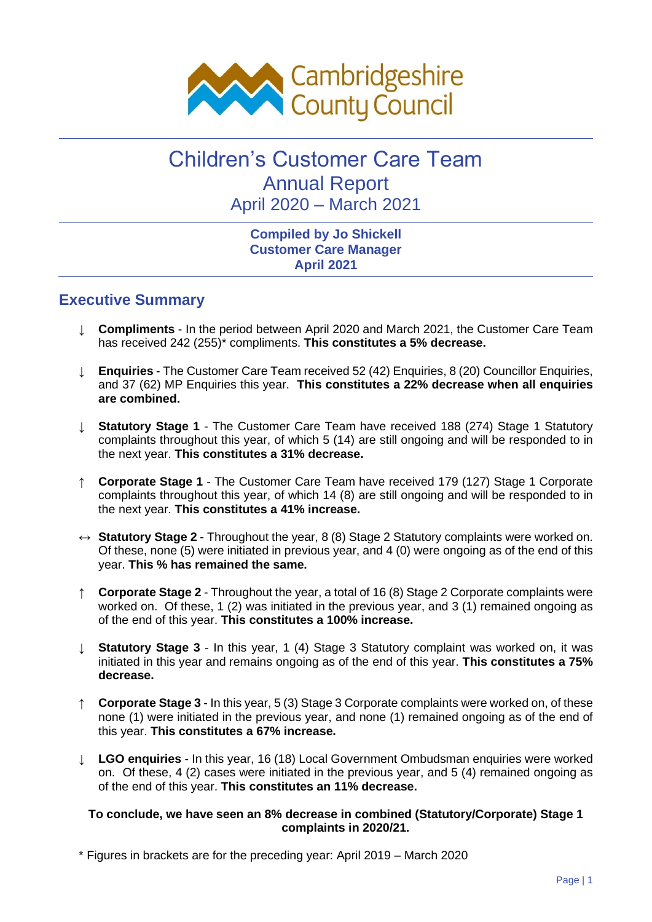Cambridgeshire County Council

# Children's Customer Care Team

## Annual Report

## April 2020 – March 2021

**Compiled by Jo Shickell**
**Customer Care Manager**
**April 2021**

## Executive Summary

- ↓ **Compliments** - In the period between April 2020 and March 2021, the Customer Care Team has received 242 (255)* compliments. **This constitutes a 5% decrease.**

- ↓ **Enquiries** - The Customer Care Team received 52 (42) Enquiries, 8 (20) Councillor Enquiries, and 37 (62) MP Enquiries this year. **This constitutes a 22% decrease when all enquiries are combined.**

- ↓ **Statutory Stage 1** - The Customer Care Team have received 188 (274) Stage 1 Statutory complaints throughout this year, of which 5 (14) are still ongoing and will be responded to in the next year. **This constitutes a 31% decrease.**

- ↑ **Corporate Stage 1** - The Customer Care Team have received 179 (127) Stage 1 Corporate complaints throughout this year, of which 14 (8) are still ongoing and will be responded to in the next year. **This constitutes a 41% increase.**

- ↔ **Statutory Stage 2** - Throughout the year, 8 (8) Stage 2 Statutory complaints were worked on. Of these, none (5) were initiated in previous year, and 4 (0) were ongoing as of the end of this year. **This % has remained the same.**

- ↑ **Corporate Stage 2** - Throughout the year, a total of 16 (8) Stage 2 Corporate complaints were worked on. Of these, 1 (2) was initiated in the previous year, and 3 (1) remained ongoing as of the end of this year. **This constitutes a 100% increase.**

- ↓ **Statutory Stage 3** - In this year, 1 (4) Stage 3 Statutory complaint was worked on, it was initiated in this year and remains ongoing as of the end of this year. **This constitutes a 75% decrease.**

- ↑ **Corporate Stage 3** - In this year, 5 (3) Stage 3 Corporate complaints were worked on, of these none (1) were initiated in the previous year, and none (1) remained ongoing as of the end of this year. **This constitutes a 67% increase.**

- ↓ **LGO enquiries** - In this year, 16 (18) Local Government Ombudsman enquiries were worked on. Of these, 4 (2) cases were initiated in the previous year, and 5 (4) remained ongoing as of the end of this year. **This constitutes an 11% decrease.**

**To conclude, we have seen an 8% decrease in combined (Statutory/Corporate) Stage 1 complaints in 2020/21.**

\* Figures in brackets are for the preceding year: April 2019 – March 2020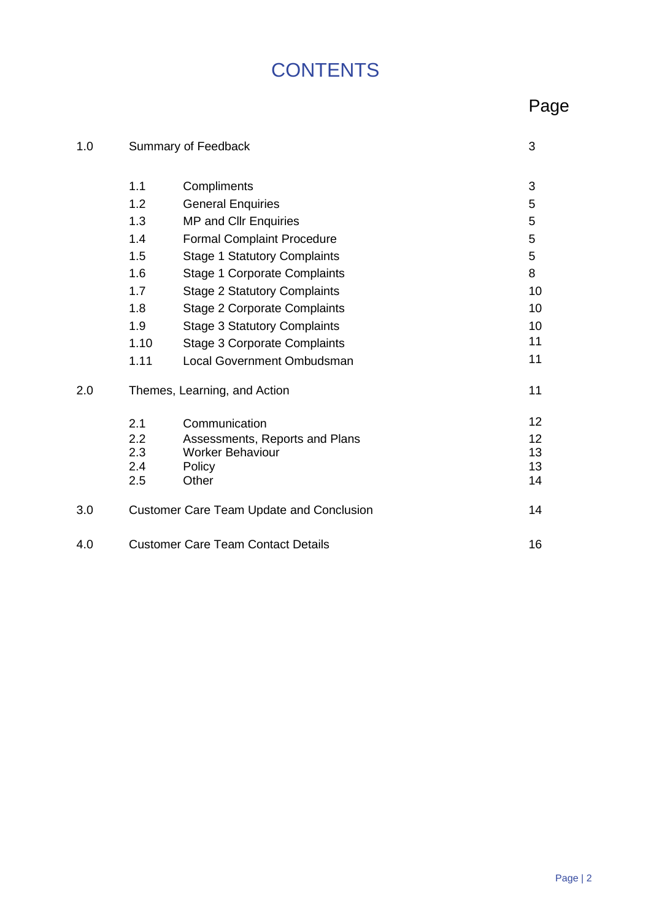# CONTENTS

| | | | Page |
|---|---|---|---|
| 1.0 | Summary of Feedback | | 3 |
| | 1.1 | Compliments | 3 |
| | 1.2 | General Enquiries | 5 |
| | 1.3 | MP and Cllr Enquiries | 5 |
| | 1.4 | Formal Complaint Procedure | 5 |
| | 1.5 | Stage 1 Statutory Complaints | 5 |
| | 1.6 | Stage 1 Corporate Complaints | 8 |
| | 1.7 | Stage 2 Statutory Complaints | 10 |
| | 1.8 | Stage 2 Corporate Complaints | 10 |
| | 1.9 | Stage 3 Statutory Complaints | 10 |
| | 1.10 | Stage 3 Corporate Complaints | 11 |
| | 1.11 | Local Government Ombudsman | 11 |
| 2.0 | Themes, Learning, and Action | | 11 |
| | 2.1 | Communication | 12 |
| | 2.2 | Assessments, Reports and Plans | 12 |
| | 2.3 | Worker Behaviour | 13 |
| | 2.4 | Policy | 13 |
| | 2.5 | Other | 14 |
| 3.0 | Customer Care Team Update and Conclusion | | 14 |
| 4.0 | Customer Care Team Contact Details | | 16 |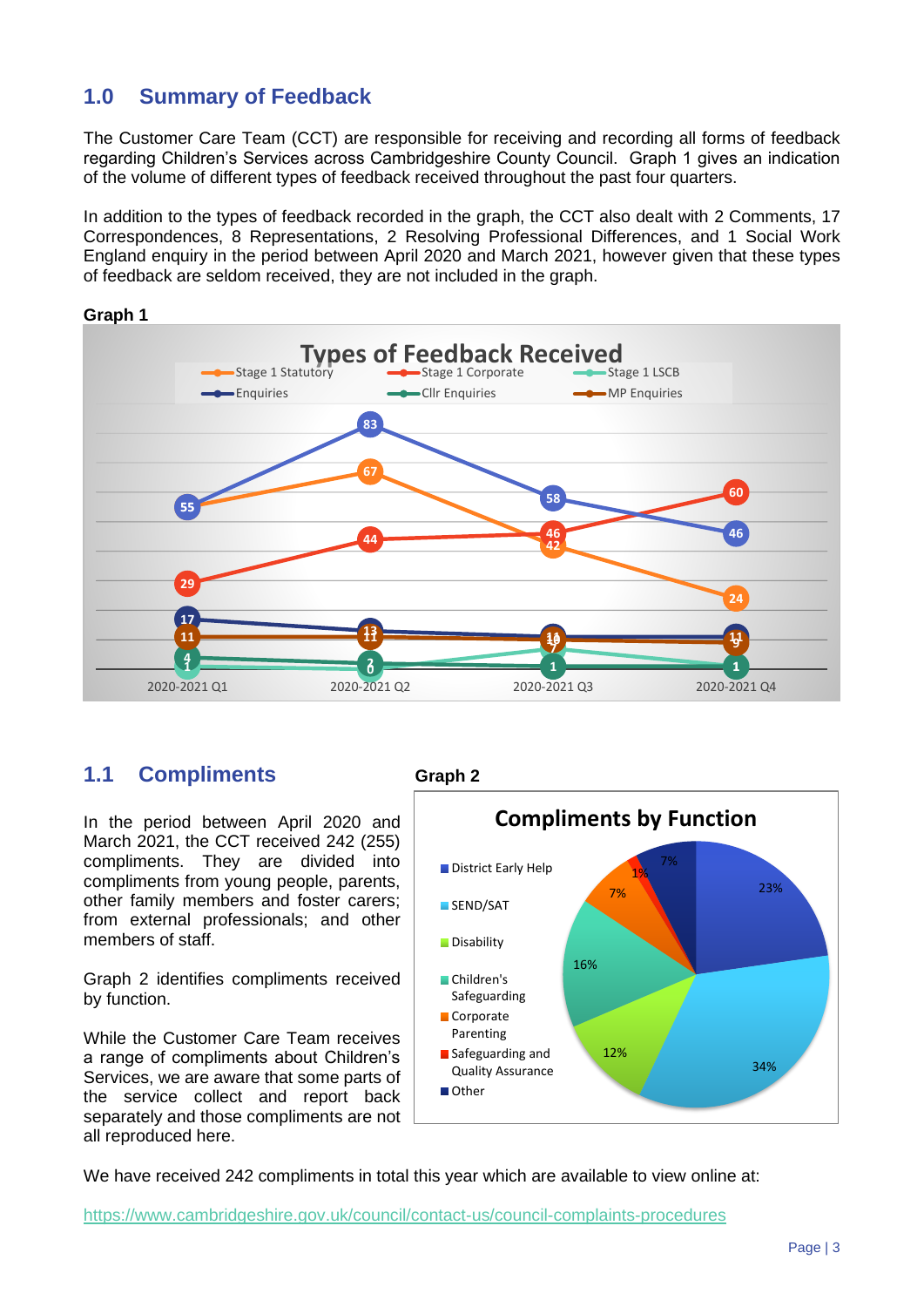## 1.0 Summary of Feedback

The Customer Care Team (CCT) are responsible for receiving and recording all forms of feedback regarding Children's Services across Cambridgeshire County Council. Graph 1 gives an indication of the volume of different types of feedback received throughout the past four quarters.

In addition to the types of feedback recorded in the graph, the CCT also dealt with 2 Comments, 17 Correspondences, 8 Representations, 2 Resolving Professional Differences, and 1 Social Work England enquiry in the period between April 2020 and March 2021, however given that these types of feedback are seldom received, they are not included in the graph.

**Graph 1**

## 1.1 Compliments

In the period between April 2020 and March 2021, the CCT received 242 (255) compliments. They are divided into compliments from young people, parents, other family members and foster carers; from external professionals; and other members of staff.

Graph 2 identifies compliments received by function.

While the Customer Care Team receives a range of compliments about Children's Services, we are aware that some parts of the service collect and report back separately and those compliments are not all reproduced here.

**Graph 2**

We have received 242 compliments in total this year which are available to view online at:

https://www.cambridgeshire.gov.uk/council/contact-us/council-complaints-procedures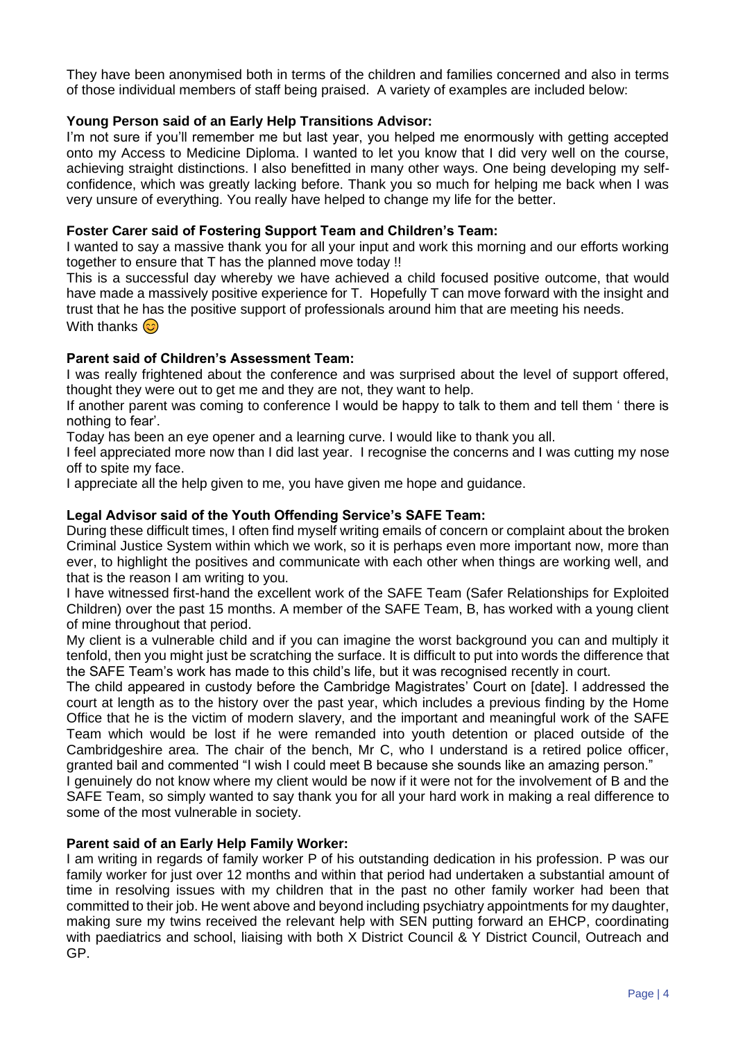They have been anonymised both in terms of the children and families concerned and also in terms of those individual members of staff being praised. A variety of examples are included below:

**Young Person said of an Early Help Transitions Advisor:**

I'm not sure if you'll remember me but last year, you helped me enormously with getting accepted onto my Access to Medicine Diploma. I wanted to let you know that I did very well on the course, achieving straight distinctions. I also benefitted in many other ways. One being developing my self-confidence, which was greatly lacking before. Thank you so much for helping me back when I was very unsure of everything. You really have helped to change my life for the better.

**Foster Carer said of Fostering Support Team and Children's Team:**

I wanted to say a massive thank you for all your input and work this morning and our efforts working together to ensure that T has the planned move today !!

This is a successful day whereby we have achieved a child focused positive outcome, that would have made a massively positive experience for T. Hopefully T can move forward with the insight and trust that he has the positive support of professionals around him that are meeting his needs.

With thanks 😊

**Parent said of Children's Assessment Team:**

I was really frightened about the conference and was surprised about the level of support offered, thought they were out to get me and they are not, they want to help.

If another parent was coming to conference I would be happy to talk to them and tell them ' there is nothing to fear'.

Today has been an eye opener and a learning curve. I would like to thank you all.

I feel appreciated more now than I did last year. I recognise the concerns and I was cutting my nose off to spite my face.

I appreciate all the help given to me, you have given me hope and guidance.

**Legal Advisor said of the Youth Offending Service's SAFE Team:**

During these difficult times, I often find myself writing emails of concern or complaint about the broken Criminal Justice System within which we work, so it is perhaps even more important now, more than ever, to highlight the positives and communicate with each other when things are working well, and that is the reason I am writing to you.

I have witnessed first-hand the excellent work of the SAFE Team (Safer Relationships for Exploited Children) over the past 15 months. A member of the SAFE Team, B, has worked with a young client of mine throughout that period.

My client is a vulnerable child and if you can imagine the worst background you can and multiply it tenfold, then you might just be scratching the surface. It is difficult to put into words the difference that the SAFE Team's work has made to this child's life, but it was recognised recently in court.

The child appeared in custody before the Cambridge Magistrates' Court on [date]. I addressed the court at length as to the history over the past year, which includes a previous finding by the Home Office that he is the victim of modern slavery, and the important and meaningful work of the SAFE Team which would be lost if he were remanded into youth detention or placed outside of the Cambridgeshire area. The chair of the bench, Mr C, who I understand is a retired police officer, granted bail and commented "I wish I could meet B because she sounds like an amazing person."

I genuinely do not know where my client would be now if it were not for the involvement of B and the SAFE Team, so simply wanted to say thank you for all your hard work in making a real difference to some of the most vulnerable in society.

**Parent said of an Early Help Family Worker:**

I am writing in regards of family worker P of his outstanding dedication in his profession. P was our family worker for just over 12 months and within that period had undertaken a substantial amount of time in resolving issues with my children that in the past no other family worker had been that committed to their job. He went above and beyond including psychiatry appointments for my daughter, making sure my twins received the relevant help with SEN putting forward an EHCP, coordinating with paediatrics and school, liaising with both X District Council & Y District Council, Outreach and GP.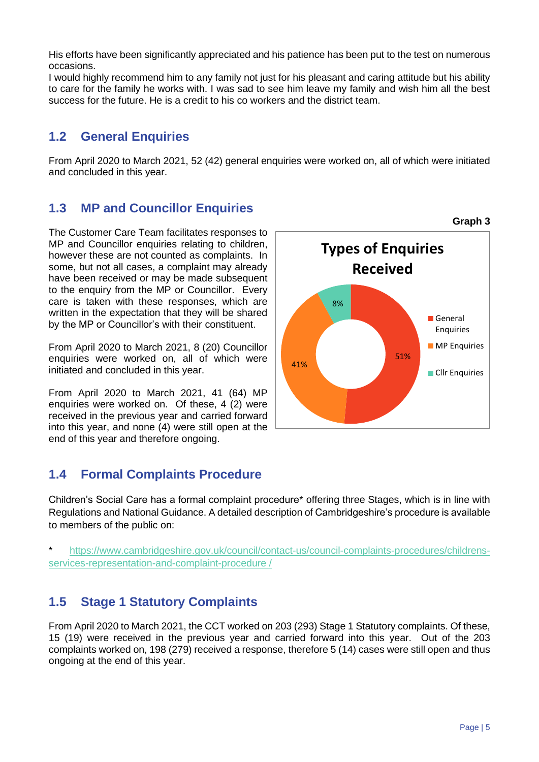His efforts have been significantly appreciated and his patience has been put to the test on numerous occasions.
I would highly recommend him to any family not just for his pleasant and caring attitude but his ability to care for the family he works with. I was sad to see him leave my family and wish him all the best success for the future. He is a credit to his co workers and the district team.

## 1.2 General Enquiries

From April 2020 to March 2021, 52 (42) general enquiries were worked on, all of which were initiated and concluded in this year.

## 1.3 MP and Councillor Enquiries

The Customer Care Team facilitates responses to MP and Councillor enquiries relating to children, however these are not counted as complaints. In some, but not all cases, a complaint may already have been received or may be made subsequent to the enquiry from the MP or Councillor. Every care is taken with these responses, which are written in the expectation that they will be shared by the MP or Councillor's with their constituent.

From April 2020 to March 2021, 8 (20) Councillor enquiries were worked on, all of which were initiated and concluded in this year.

From April 2020 to March 2021, 41 (64) MP enquiries were worked on. Of these, 4 (2) were received in the previous year and carried forward into this year, and none (4) were still open at the end of this year and therefore ongoing.

**Graph 3**

**Types of Enquiries Received**

| Type | Percentage |
|---|---|
| General Enquiries | 51% |
| MP Enquiries | 41% |
| Cllr Enquiries | 8% |

## 1.4 Formal Complaints Procedure

Children's Social Care has a formal complaint procedure* offering three Stages, which is in line with Regulations and National Guidance. A detailed description of Cambridgeshire's procedure is available to members of the public on:

* https://www.cambridgeshire.gov.uk/council/contact-us/council-complaints-procedures/childrens-services-representation-and-complaint-procedure /

## 1.5 Stage 1 Statutory Complaints

From April 2020 to March 2021, the CCT worked on 203 (293) Stage 1 Statutory complaints. Of these, 15 (19) were received in the previous year and carried forward into this year. Out of the 203 complaints worked on, 198 (279) received a response, therefore 5 (14) cases were still open and thus ongoing at the end of this year.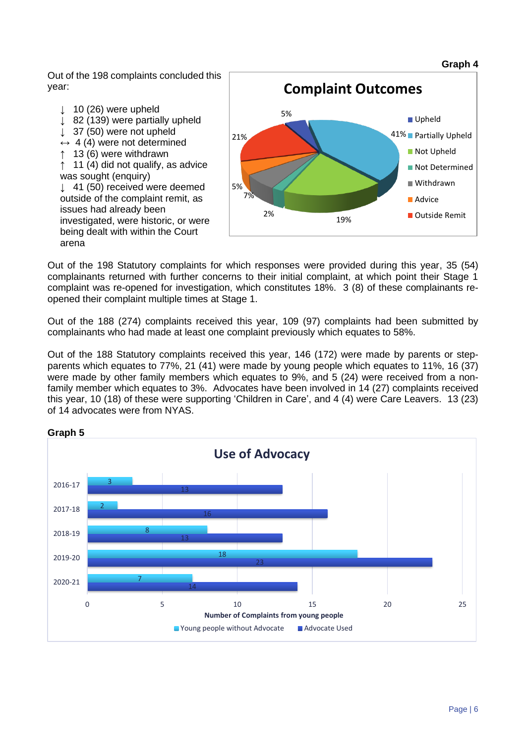Out of the 198 complaints concluded this year:

- ↓ 10 (26) were upheld
- ↓ 82 (139) were partially upheld
- ↓ 37 (50) were not upheld
- ↔ 4 (4) were not determined
- ↑ 13 (6) were withdrawn
- ↑ 11 (4) did not qualify, as advice was sought (enquiry)
- ↓ 41 (50) received were deemed outside of the complaint remit, as issues had already been investigated, were historic, or were being dealt with within the Court arena

**Graph 4**

**Complaint Outcomes**

| Outcome | % |
|---|---|
| Upheld | 5% |
| Partially Upheld | 41% |
| Not Upheld | 19% |
| Not Determined | 2% |
| Withdrawn | 7% |
| Advice | 5% |
| Outside Remit | 21% |

Out of the 198 Statutory complaints for which responses were provided during this year, 35 (54) complainants returned with further concerns to their initial complaint, at which point their Stage 1 complaint was re-opened for investigation, which constitutes 18%. 3 (8) of these complainants re-opened their complaint multiple times at Stage 1.

Out of the 188 (274) complaints received this year, 109 (97) complaints had been submitted by complainants who had made at least one complaint previously which equates to 58%.

Out of the 188 Statutory complaints received this year, 146 (172) were made by parents or step-parents which equates to 77%, 21 (41) were made by young people which equates to 11%, 16 (37) were made by other family members which equates to 9%, and 5 (24) were received from a non-family member which equates to 3%. Advocates have been involved in 14 (27) complaints received this year, 10 (18) of these were supporting 'Children in Care', and 4 (4) were Care Leavers. 13 (23) of 14 advocates were from NYAS.

**Graph 5**

**Use of Advocacy**

| Year | Young people without Advocate | Advocate Used |
|---|---|---|
| 2016-17 | 3 | 13 |
| 2017-18 | 2 | 16 |
| 2018-19 | 8 | 13 |
| 2019-20 | 18 | 23 |
| 2020-21 | 7 | 14 |

Number of Complaints from young people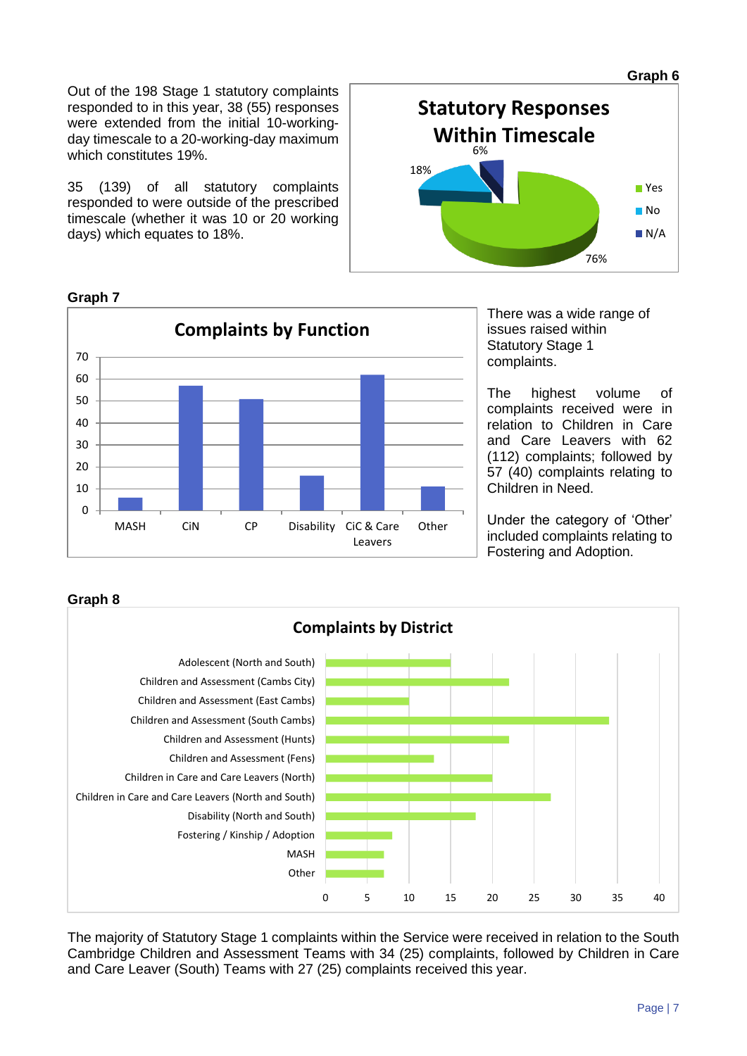Out of the 198 Stage 1 statutory complaints responded to in this year, 38 (55) responses were extended from the initial 10-working-day timescale to a 20-working-day maximum which constitutes 19%.

35 (139) of all statutory complaints responded to were outside of the prescribed timescale (whether it was 10 or 20 working days) which equates to 18%.

**Graph 6**

**Statutory Responses Within Timescale**

| Response | Percentage |
|---|---|
| Yes | 76% |
| No | 18% |
| N/A | 6% |

**Graph 7**

**Complaints by Function**

| Function | Complaints |
|---|---|
| MASH | 6 |
| CiN | 57 |
| CP | 51 |
| Disability | 16 |
| CiC & Care Leavers | 62 |
| Other | 11 |

There was a wide range of issues raised within Statutory Stage 1 complaints.

The highest volume of complaints received were in relation to Children in Care and Care Leavers with 62 (112) complaints; followed by 57 (40) complaints relating to Children in Need.

Under the category of 'Other' included complaints relating to Fostering and Adoption.

**Graph 8**

**Complaints by District**

| District | Complaints |
|---|---|
| Adolescent (North and South) | 15 |
| Children and Assessment (Cambs City) | 22 |
| Children and Assessment (East Cambs) | 10 |
| Children and Assessment (South Cambs) | 34 |
| Children and Assessment (Hunts) | 22 |
| Children and Assessment (Fens) | 13 |
| Children in Care and Care Leavers (North) | 20 |
| Children in Care and Care Leavers (North and South) | 27 |
| Disability (North and South) | 18 |
| Fostering / Kinship / Adoption | 8 |
| MASH | 7 |
| Other | 7 |

The majority of Statutory Stage 1 complaints within the Service were received in relation to the South Cambridge Children and Assessment Teams with 34 (25) complaints, followed by Children in Care and Care Leaver (South) Teams with 27 (25) complaints received this year.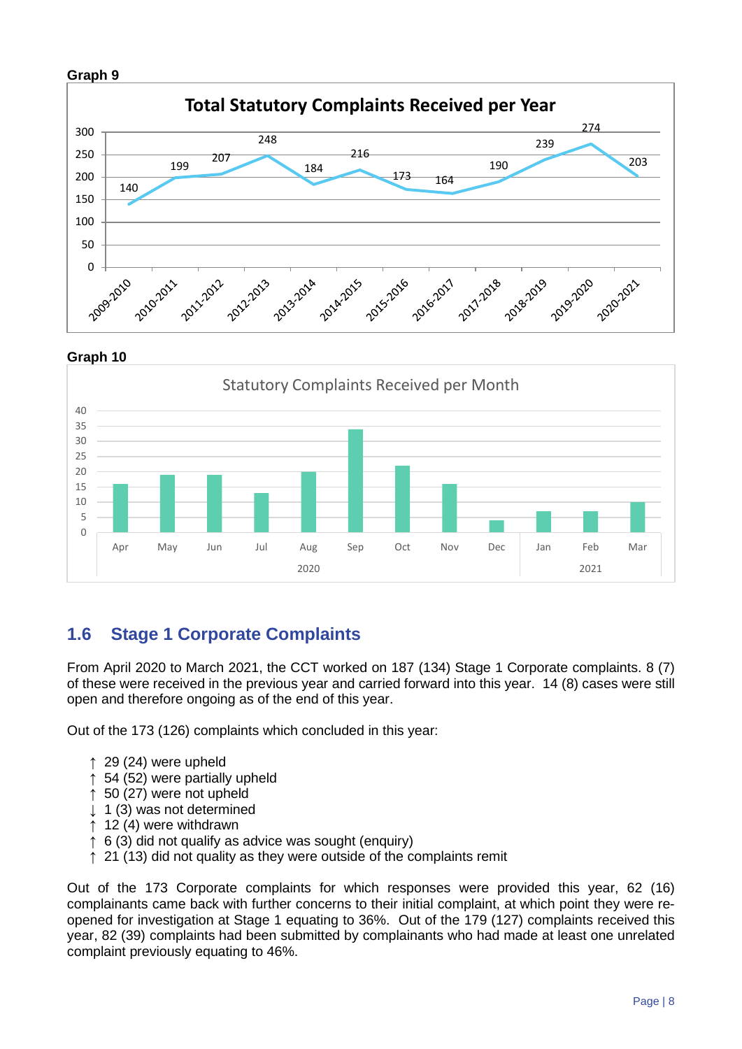**Graph 9**

**Total Statutory Complaints Received per Year**

| Year | Complaints |
|---|---|
| 2009-2010 | 140 |
| 2010-2011 | 199 |
| 2011-2012 | 207 |
| 2012-2013 | 248 |
| 2013-2014 | 184 |
| 2014-2015 | 216 |
| 2015-2016 | 173 |
| 2016-2017 | 164 |
| 2017-2018 | 190 |
| 2018-2019 | 239 |
| 2019-2020 | 274 |
| 2020-2021 | 203 |

**Graph 10**

Statutory Complaints Received per Month

| Apr 2020 | May | Jun | Jul | Aug | Sep | Oct | Nov | Dec | Jan 2021 | Feb | Mar |
|---|---|---|---|---|---|---|---|---|---|---|---|
| 16 | 19 | 19 | 13 | 20 | 34 | 22 | 16 | 4 | 7 | 7 | 10 |

## 1.6 Stage 1 Corporate Complaints

From April 2020 to March 2021, the CCT worked on 187 (134) Stage 1 Corporate complaints. 8 (7) of these were received in the previous year and carried forward into this year. 14 (8) cases were still open and therefore ongoing as of the end of this year.

Out of the 173 (126) complaints which concluded in this year:

- ↑ 29 (24) were upheld
- ↑ 54 (52) were partially upheld
- ↑ 50 (27) were not upheld
- ↓ 1 (3) was not determined
- ↑ 12 (4) were withdrawn
- ↑ 6 (3) did not qualify as advice was sought (enquiry)
- ↑ 21 (13) did not quality as they were outside of the complaints remit

Out of the 173 Corporate complaints for which responses were provided this year, 62 (16) complainants came back with further concerns to their initial complaint, at which point they were re-opened for investigation at Stage 1 equating to 36%. Out of the 179 (127) complaints received this year, 82 (39) complaints had been submitted by complainants who had made at least one unrelated complaint previously equating to 46%.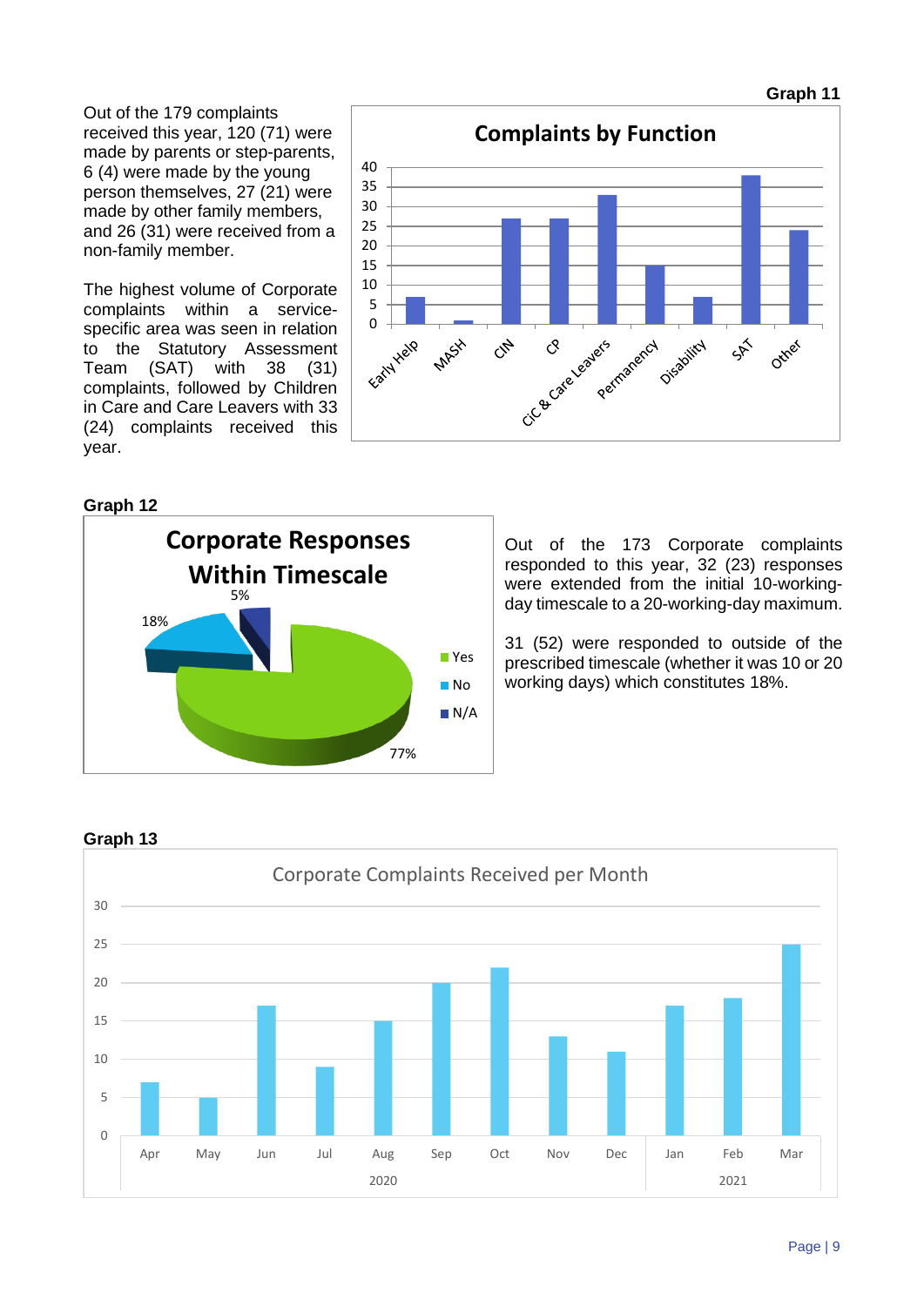Out of the 179 complaints received this year, 120 (71) were made by parents or step-parents, 6 (4) were made by the young person themselves, 27 (21) were made by other family members, and 26 (31) were received from a non-family member.

The highest volume of Corporate complaints within a service-specific area was seen in relation to the Statutory Assessment Team (SAT) with 38 (31) complaints, followed by Children in Care and Care Leavers with 33 (24) complaints received this year.

**Graph 11**

**Complaints by Function**

| Function | Complaints |
|---|---|
| Early Help | 7 |
| MASH | 1 |
| CIN | 27 |
| CP | 27 |
| CiC & Care Leavers | 33 |
| Permanency | 15 |
| Disability | 7 |
| SAT | 38 |
| Other | 24 |

**Graph 12**

**Corporate Responses Within Timescale**

| Response | Percentage |
|---|---|
| Yes | 77% |
| No | 18% |
| N/A | 5% |

Out of the 173 Corporate complaints responded to this year, 32 (23) responses were extended from the initial 10-working-day timescale to a 20-working-day maximum.

31 (52) were responded to outside of the prescribed timescale (whether it was 10 or 20 working days) which constitutes 18%.

**Graph 13**

Corporate Complaints Received per Month

| Month | Complaints |
|---|---|
| Apr 2020 | 7 |
| May 2020 | 5 |
| Jun 2020 | 17 |
| Jul 2020 | 9 |
| Aug 2020 | 15 |
| Sep 2020 | 20 |
| Oct 2020 | 22 |
| Nov 2020 | 13 |
| Dec 2020 | 11 |
| Jan 2021 | 17 |
| Feb 2021 | 18 |
| Mar 2021 | 25 |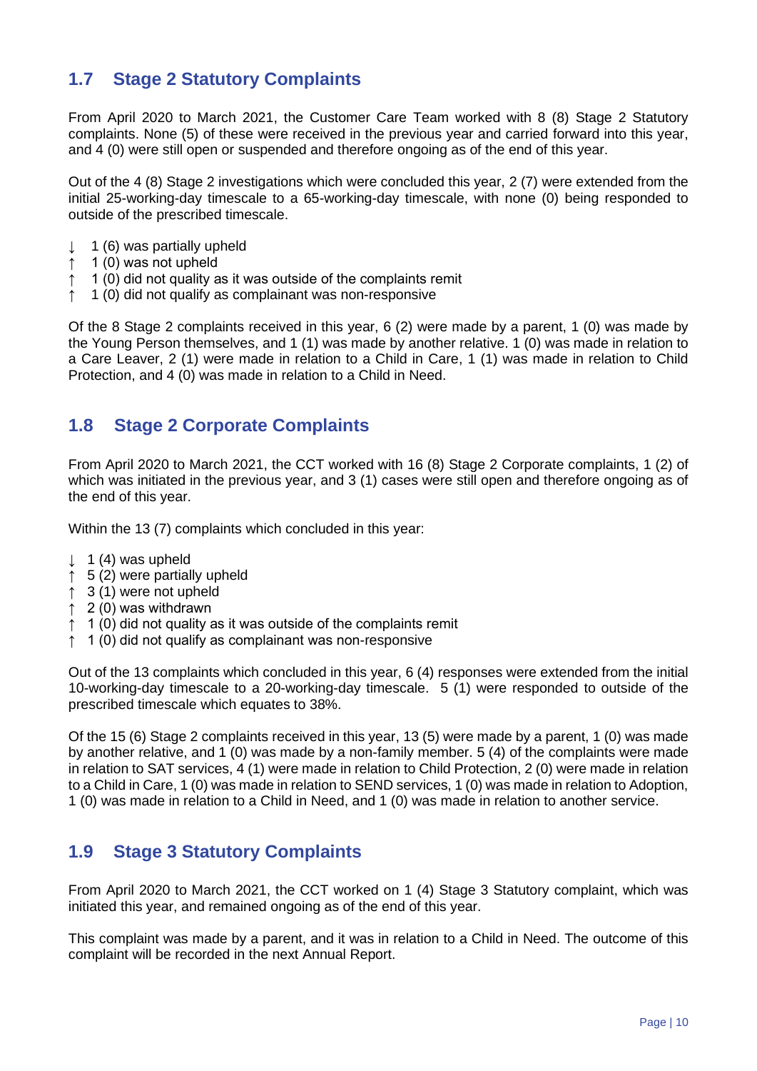## 1.7 Stage 2 Statutory Complaints

From April 2020 to March 2021, the Customer Care Team worked with 8 (8) Stage 2 Statutory complaints. None (5) of these were received in the previous year and carried forward into this year, and 4 (0) were still open or suspended and therefore ongoing as of the end of this year.

Out of the 4 (8) Stage 2 investigations which were concluded this year, 2 (7) were extended from the initial 25-working-day timescale to a 65-working-day timescale, with none (0) being responded to outside of the prescribed timescale.

- ↓ 1 (6) was partially upheld
- ↑ 1 (0) was not upheld
- ↑ 1 (0) did not quality as it was outside of the complaints remit
- ↑ 1 (0) did not qualify as complainant was non-responsive

Of the 8 Stage 2 complaints received in this year, 6 (2) were made by a parent, 1 (0) was made by the Young Person themselves, and 1 (1) was made by another relative. 1 (0) was made in relation to a Care Leaver, 2 (1) were made in relation to a Child in Care, 1 (1) was made in relation to Child Protection, and 4 (0) was made in relation to a Child in Need.

## 1.8 Stage 2 Corporate Complaints

From April 2020 to March 2021, the CCT worked with 16 (8) Stage 2 Corporate complaints, 1 (2) of which was initiated in the previous year, and 3 (1) cases were still open and therefore ongoing as of the end of this year.

Within the 13 (7) complaints which concluded in this year:

- ↓ 1 (4) was upheld
- ↑ 5 (2) were partially upheld
- ↑ 3 (1) were not upheld
- ↑ 2 (0) was withdrawn
- ↑ 1 (0) did not quality as it was outside of the complaints remit
- ↑ 1 (0) did not qualify as complainant was non-responsive

Out of the 13 complaints which concluded in this year, 6 (4) responses were extended from the initial 10-working-day timescale to a 20-working-day timescale. 5 (1) were responded to outside of the prescribed timescale which equates to 38%.

Of the 15 (6) Stage 2 complaints received in this year, 13 (5) were made by a parent, 1 (0) was made by another relative, and 1 (0) was made by a non-family member. 5 (4) of the complaints were made in relation to SAT services, 4 (1) were made in relation to Child Protection, 2 (0) were made in relation to a Child in Care, 1 (0) was made in relation to SEND services, 1 (0) was made in relation to Adoption, 1 (0) was made in relation to a Child in Need, and 1 (0) was made in relation to another service.

## 1.9 Stage 3 Statutory Complaints

From April 2020 to March 2021, the CCT worked on 1 (4) Stage 3 Statutory complaint, which was initiated this year, and remained ongoing as of the end of this year.

This complaint was made by a parent, and it was in relation to a Child in Need. The outcome of this complaint will be recorded in the next Annual Report.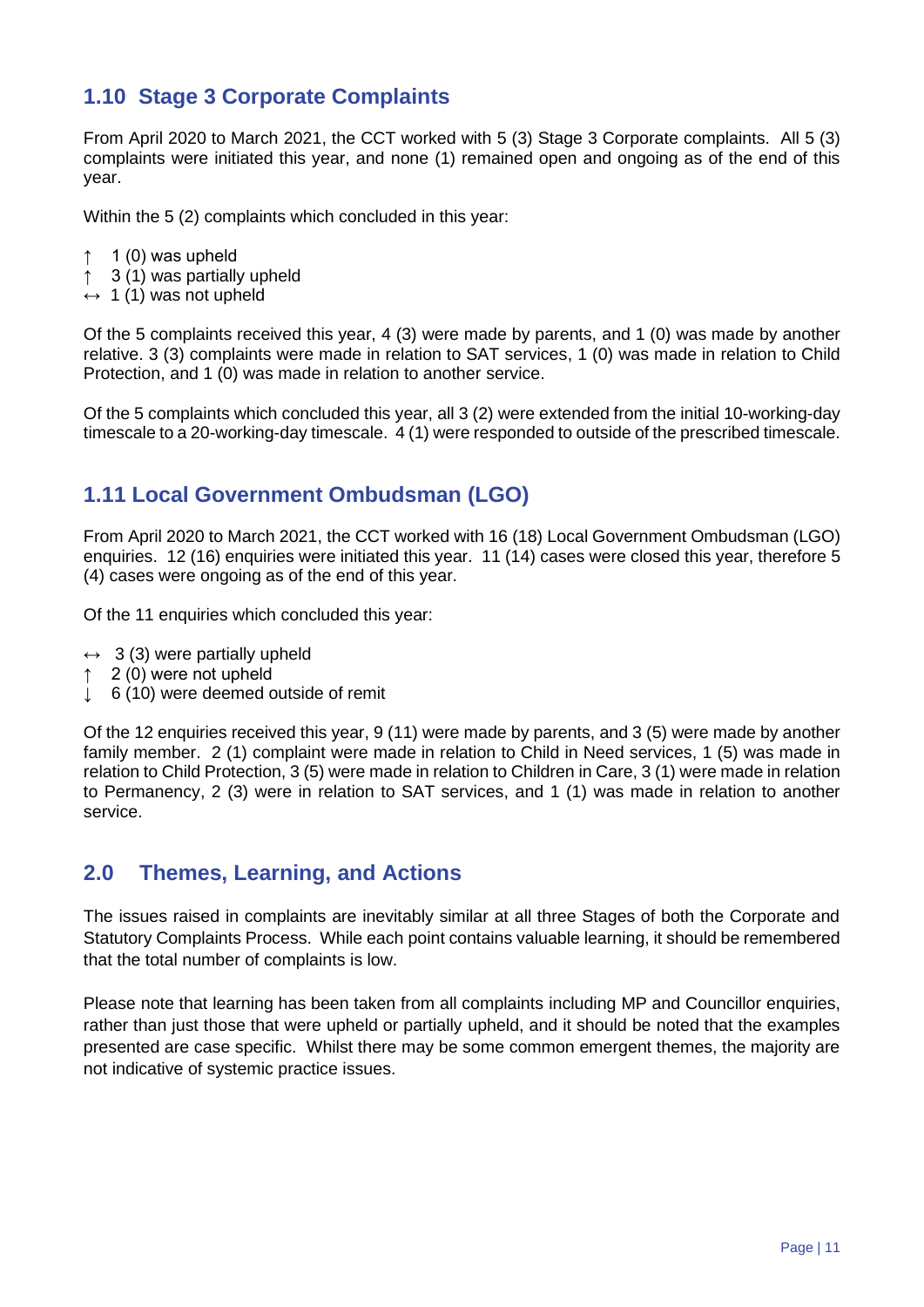## 1.10 Stage 3 Corporate Complaints

From April 2020 to March 2021, the CCT worked with 5 (3) Stage 3 Corporate complaints. All 5 (3) complaints were initiated this year, and none (1) remained open and ongoing as of the end of this year.

Within the 5 (2) complaints which concluded in this year:

- ↑ 1 (0) was upheld
- ↑ 3 (1) was partially upheld
- ↔ 1 (1) was not upheld

Of the 5 complaints received this year, 4 (3) were made by parents, and 1 (0) was made by another relative. 3 (3) complaints were made in relation to SAT services, 1 (0) was made in relation to Child Protection, and 1 (0) was made in relation to another service.

Of the 5 complaints which concluded this year, all 3 (2) were extended from the initial 10-working-day timescale to a 20-working-day timescale. 4 (1) were responded to outside of the prescribed timescale.

## 1.11 Local Government Ombudsman (LGO)

From April 2020 to March 2021, the CCT worked with 16 (18) Local Government Ombudsman (LGO) enquiries. 12 (16) enquiries were initiated this year. 11 (14) cases were closed this year, therefore 5 (4) cases were ongoing as of the end of this year.

Of the 11 enquiries which concluded this year:

- ↔ 3 (3) were partially upheld
- ↑ 2 (0) were not upheld
- ↓ 6 (10) were deemed outside of remit

Of the 12 enquiries received this year, 9 (11) were made by parents, and 3 (5) were made by another family member. 2 (1) complaint were made in relation to Child in Need services, 1 (5) was made in relation to Child Protection, 3 (5) were made in relation to Children in Care, 3 (1) were made in relation to Permanency, 2 (3) were in relation to SAT services, and 1 (1) was made in relation to another service.

# 2.0 Themes, Learning, and Actions

The issues raised in complaints are inevitably similar at all three Stages of both the Corporate and Statutory Complaints Process. While each point contains valuable learning, it should be remembered that the total number of complaints is low.

Please note that learning has been taken from all complaints including MP and Councillor enquiries, rather than just those that were upheld or partially upheld, and it should be noted that the examples presented are case specific. Whilst there may be some common emergent themes, the majority are not indicative of systemic practice issues.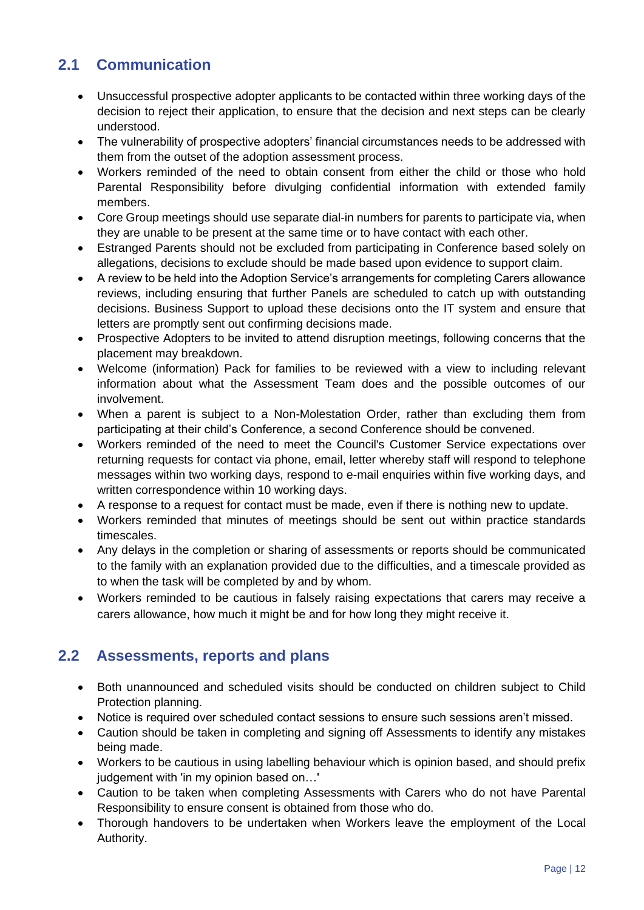## 2.1 Communication

- Unsuccessful prospective adopter applicants to be contacted within three working days of the decision to reject their application, to ensure that the decision and next steps can be clearly understood.
- The vulnerability of prospective adopters' financial circumstances needs to be addressed with them from the outset of the adoption assessment process.
- Workers reminded of the need to obtain consent from either the child or those who hold Parental Responsibility before divulging confidential information with extended family members.
- Core Group meetings should use separate dial-in numbers for parents to participate via, when they are unable to be present at the same time or to have contact with each other.
- Estranged Parents should not be excluded from participating in Conference based solely on allegations, decisions to exclude should be made based upon evidence to support claim.
- A review to be held into the Adoption Service's arrangements for completing Carers allowance reviews, including ensuring that further Panels are scheduled to catch up with outstanding decisions. Business Support to upload these decisions onto the IT system and ensure that letters are promptly sent out confirming decisions made.
- Prospective Adopters to be invited to attend disruption meetings, following concerns that the placement may breakdown.
- Welcome (information) Pack for families to be reviewed with a view to including relevant information about what the Assessment Team does and the possible outcomes of our involvement.
- When a parent is subject to a Non-Molestation Order, rather than excluding them from participating at their child's Conference, a second Conference should be convened.
- Workers reminded of the need to meet the Council's Customer Service expectations over returning requests for contact via phone, email, letter whereby staff will respond to telephone messages within two working days, respond to e-mail enquiries within five working days, and written correspondence within 10 working days.
- A response to a request for contact must be made, even if there is nothing new to update.
- Workers reminded that minutes of meetings should be sent out within practice standards timescales.
- Any delays in the completion or sharing of assessments or reports should be communicated to the family with an explanation provided due to the difficulties, and a timescale provided as to when the task will be completed by and by whom.
- Workers reminded to be cautious in falsely raising expectations that carers may receive a carers allowance, how much it might be and for how long they might receive it.

## 2.2 Assessments, reports and plans

- Both unannounced and scheduled visits should be conducted on children subject to Child Protection planning.
- Notice is required over scheduled contact sessions to ensure such sessions aren't missed.
- Caution should be taken in completing and signing off Assessments to identify any mistakes being made.
- Workers to be cautious in using labelling behaviour which is opinion based, and should prefix judgement with 'in my opinion based on…'
- Caution to be taken when completing Assessments with Carers who do not have Parental Responsibility to ensure consent is obtained from those who do.
- Thorough handovers to be undertaken when Workers leave the employment of the Local Authority.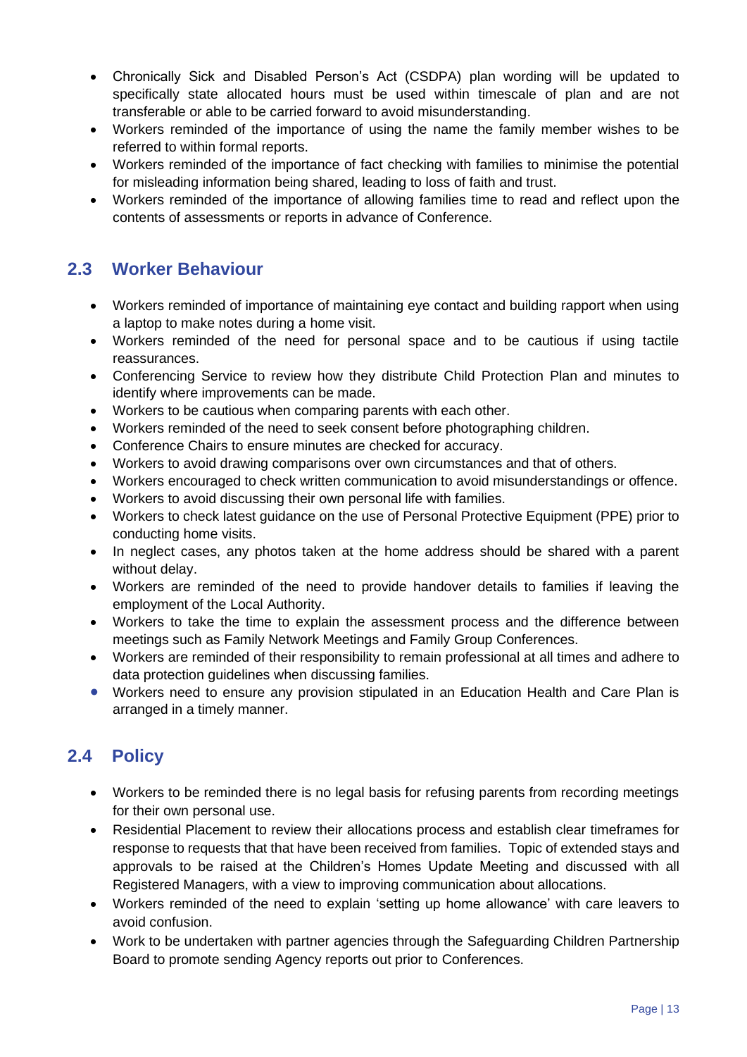- Chronically Sick and Disabled Person's Act (CSDPA) plan wording will be updated to specifically state allocated hours must be used within timescale of plan and are not transferable or able to be carried forward to avoid misunderstanding.
- Workers reminded of the importance of using the name the family member wishes to be referred to within formal reports.
- Workers reminded of the importance of fact checking with families to minimise the potential for misleading information being shared, leading to loss of faith and trust.
- Workers reminded of the importance of allowing families time to read and reflect upon the contents of assessments or reports in advance of Conference.

## 2.3 Worker Behaviour

- Workers reminded of importance of maintaining eye contact and building rapport when using a laptop to make notes during a home visit.
- Workers reminded of the need for personal space and to be cautious if using tactile reassurances.
- Conferencing Service to review how they distribute Child Protection Plan and minutes to identify where improvements can be made.
- Workers to be cautious when comparing parents with each other.
- Workers reminded of the need to seek consent before photographing children.
- Conference Chairs to ensure minutes are checked for accuracy.
- Workers to avoid drawing comparisons over own circumstances and that of others.
- Workers encouraged to check written communication to avoid misunderstandings or offence.
- Workers to avoid discussing their own personal life with families.
- Workers to check latest guidance on the use of Personal Protective Equipment (PPE) prior to conducting home visits.
- In neglect cases, any photos taken at the home address should be shared with a parent without delay.
- Workers are reminded of the need to provide handover details to families if leaving the employment of the Local Authority.
- Workers to take the time to explain the assessment process and the difference between meetings such as Family Network Meetings and Family Group Conferences.
- Workers are reminded of their responsibility to remain professional at all times and adhere to data protection guidelines when discussing families.
- Workers need to ensure any provision stipulated in an Education Health and Care Plan is arranged in a timely manner.

## 2.4 Policy

- Workers to be reminded there is no legal basis for refusing parents from recording meetings for their own personal use.
- Residential Placement to review their allocations process and establish clear timeframes for response to requests that that have been received from families. Topic of extended stays and approvals to be raised at the Children's Homes Update Meeting and discussed with all Registered Managers, with a view to improving communication about allocations.
- Workers reminded of the need to explain 'setting up home allowance' with care leavers to avoid confusion.
- Work to be undertaken with partner agencies through the Safeguarding Children Partnership Board to promote sending Agency reports out prior to Conferences.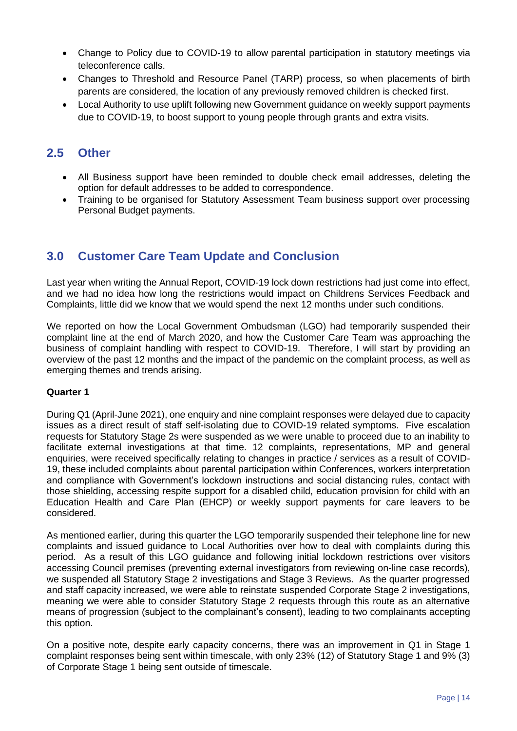- Change to Policy due to COVID-19 to allow parental participation in statutory meetings via teleconference calls.
- Changes to Threshold and Resource Panel (TARP) process, so when placements of birth parents are considered, the location of any previously removed children is checked first.
- Local Authority to use uplift following new Government guidance on weekly support payments due to COVID-19, to boost support to young people through grants and extra visits.

## 2.5 Other

- All Business support have been reminded to double check email addresses, deleting the option for default addresses to be added to correspondence.
- Training to be organised for Statutory Assessment Team business support over processing Personal Budget payments.

## 3.0 Customer Care Team Update and Conclusion

Last year when writing the Annual Report, COVID-19 lock down restrictions had just come into effect, and we had no idea how long the restrictions would impact on Childrens Services Feedback and Complaints, little did we know that we would spend the next 12 months under such conditions.

We reported on how the Local Government Ombudsman (LGO) had temporarily suspended their complaint line at the end of March 2020, and how the Customer Care Team was approaching the business of complaint handling with respect to COVID-19. Therefore, I will start by providing an overview of the past 12 months and the impact of the pandemic on the complaint process, as well as emerging themes and trends arising.

**Quarter 1**

During Q1 (April-June 2021), one enquiry and nine complaint responses were delayed due to capacity issues as a direct result of staff self-isolating due to COVID-19 related symptoms. Five escalation requests for Statutory Stage 2s were suspended as we were unable to proceed due to an inability to facilitate external investigations at that time. 12 complaints, representations, MP and general enquiries, were received specifically relating to changes in practice / services as a result of COVID-19, these included complaints about parental participation within Conferences, workers interpretation and compliance with Government's lockdown instructions and social distancing rules, contact with those shielding, accessing respite support for a disabled child, education provision for child with an Education Health and Care Plan (EHCP) or weekly support payments for care leavers to be considered.

As mentioned earlier, during this quarter the LGO temporarily suspended their telephone line for new complaints and issued guidance to Local Authorities over how to deal with complaints during this period. As a result of this LGO guidance and following initial lockdown restrictions over visitors accessing Council premises (preventing external investigators from reviewing on-line case records), we suspended all Statutory Stage 2 investigations and Stage 3 Reviews. As the quarter progressed and staff capacity increased, we were able to reinstate suspended Corporate Stage 2 investigations, meaning we were able to consider Statutory Stage 2 requests through this route as an alternative means of progression (subject to the complainant's consent), leading to two complainants accepting this option.

On a positive note, despite early capacity concerns, there was an improvement in Q1 in Stage 1 complaint responses being sent within timescale, with only 23% (12) of Statutory Stage 1 and 9% (3) of Corporate Stage 1 being sent outside of timescale.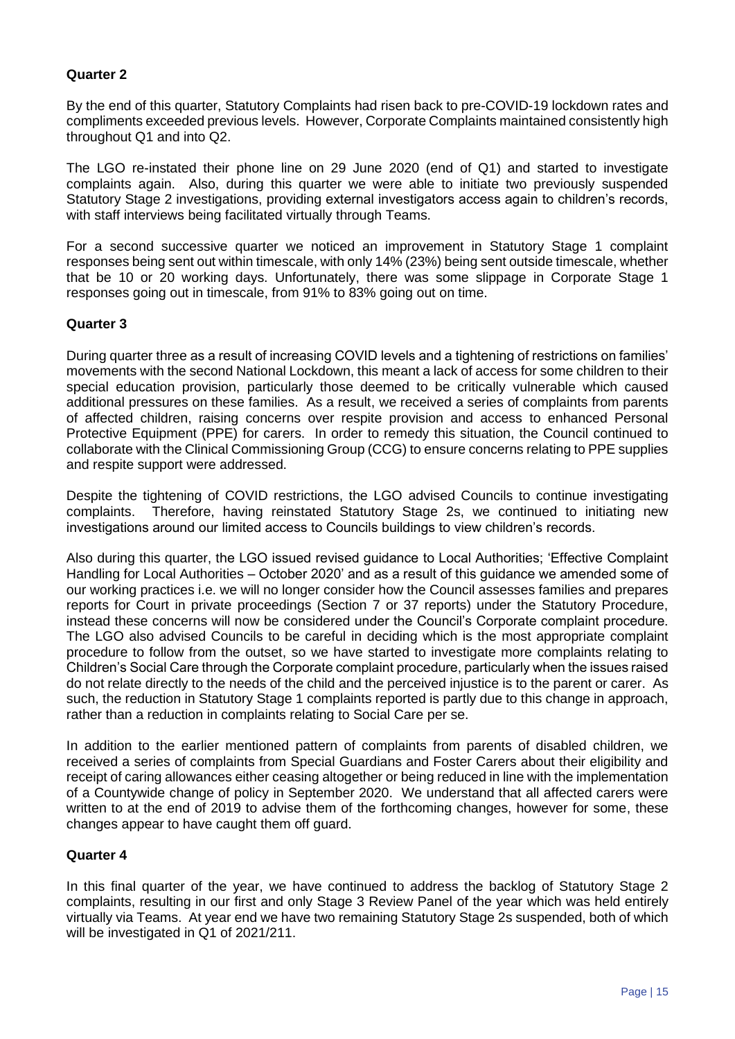**Quarter 2**

By the end of this quarter, Statutory Complaints had risen back to pre-COVID-19 lockdown rates and compliments exceeded previous levels. However, Corporate Complaints maintained consistently high throughout Q1 and into Q2.

The LGO re-instated their phone line on 29 June 2020 (end of Q1) and started to investigate complaints again. Also, during this quarter we were able to initiate two previously suspended Statutory Stage 2 investigations, providing external investigators access again to children's records, with staff interviews being facilitated virtually through Teams.

For a second successive quarter we noticed an improvement in Statutory Stage 1 complaint responses being sent out within timescale, with only 14% (23%) being sent outside timescale, whether that be 10 or 20 working days. Unfortunately, there was some slippage in Corporate Stage 1 responses going out in timescale, from 91% to 83% going out on time.

**Quarter 3**

During quarter three as a result of increasing COVID levels and a tightening of restrictions on families' movements with the second National Lockdown, this meant a lack of access for some children to their special education provision, particularly those deemed to be critically vulnerable which caused additional pressures on these families. As a result, we received a series of complaints from parents of affected children, raising concerns over respite provision and access to enhanced Personal Protective Equipment (PPE) for carers. In order to remedy this situation, the Council continued to collaborate with the Clinical Commissioning Group (CCG) to ensure concerns relating to PPE supplies and respite support were addressed.

Despite the tightening of COVID restrictions, the LGO advised Councils to continue investigating complaints. Therefore, having reinstated Statutory Stage 2s, we continued to initiating new investigations around our limited access to Councils buildings to view children's records.

Also during this quarter, the LGO issued revised guidance to Local Authorities; 'Effective Complaint Handling for Local Authorities – October 2020' and as a result of this guidance we amended some of our working practices i.e. we will no longer consider how the Council assesses families and prepares reports for Court in private proceedings (Section 7 or 37 reports) under the Statutory Procedure, instead these concerns will now be considered under the Council's Corporate complaint procedure. The LGO also advised Councils to be careful in deciding which is the most appropriate complaint procedure to follow from the outset, so we have started to investigate more complaints relating to Children's Social Care through the Corporate complaint procedure, particularly when the issues raised do not relate directly to the needs of the child and the perceived injustice is to the parent or carer. As such, the reduction in Statutory Stage 1 complaints reported is partly due to this change in approach, rather than a reduction in complaints relating to Social Care per se.

In addition to the earlier mentioned pattern of complaints from parents of disabled children, we received a series of complaints from Special Guardians and Foster Carers about their eligibility and receipt of caring allowances either ceasing altogether or being reduced in line with the implementation of a Countywide change of policy in September 2020. We understand that all affected carers were written to at the end of 2019 to advise them of the forthcoming changes, however for some, these changes appear to have caught them off guard.

**Quarter 4**

In this final quarter of the year, we have continued to address the backlog of Statutory Stage 2 complaints, resulting in our first and only Stage 3 Review Panel of the year which was held entirely virtually via Teams. At year end we have two remaining Statutory Stage 2s suspended, both of which will be investigated in Q1 of 2021/211.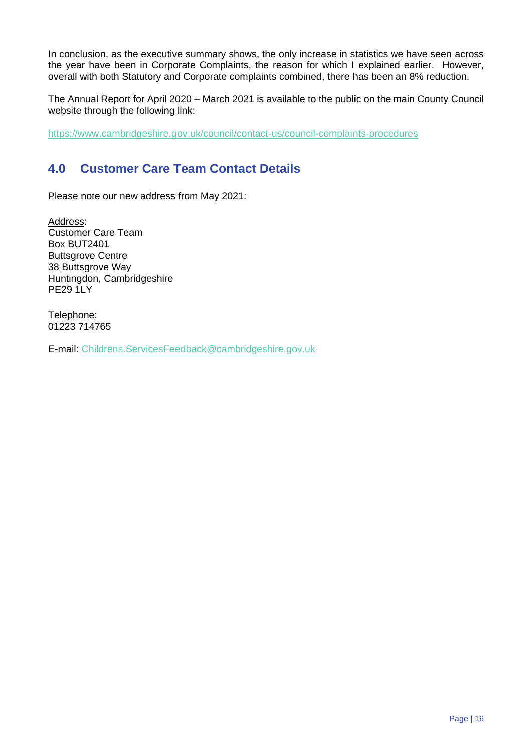In conclusion, as the executive summary shows, the only increase in statistics we have seen across the year have been in Corporate Complaints, the reason for which I explained earlier. However, overall with both Statutory and Corporate complaints combined, there has been an 8% reduction.

The Annual Report for April 2020 – March 2021 is available to the public on the main County Council website through the following link:

https://www.cambridgeshire.gov.uk/council/contact-us/council-complaints-procedures

## 4.0 Customer Care Team Contact Details

Please note our new address from May 2021:

Address:
Customer Care Team
Box BUT2401
Buttsgrove Centre
38 Buttsgrove Way
Huntingdon, Cambridgeshire
PE29 1LY

Telephone:
01223 714765

E-mail: Childrens.ServicesFeedback@cambridgeshire.gov.uk